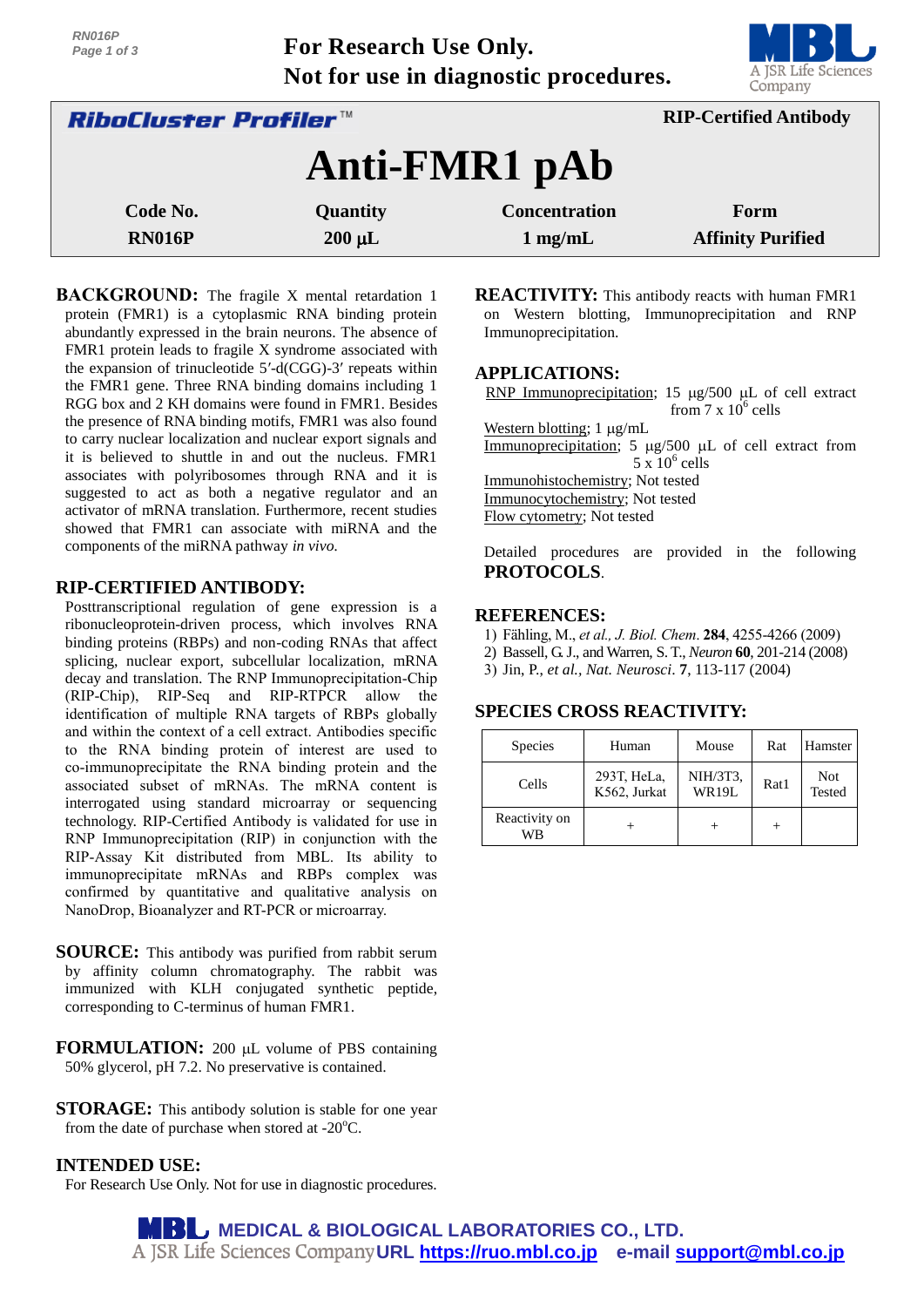For Research Use Only.
Not for use in diagnostic procedures.

**RiboCluster Profiler™** — **RIP-Certified Antibody**

# Anti-FMR1 pAb

| Code No. | Quantity | Concentration | Form |
|---|---|---|---|
| RN016P | 200 µL | 1 mg/mL | Affinity Purified |

**BACKGROUND:** The fragile X mental retardation 1 protein (FMR1) is a cytoplasmic RNA binding protein abundantly expressed in the brain neurons. The absence of FMR1 protein leads to fragile X syndrome associated with the expansion of trinucleotide 5′-d(CGG)-3′ repeats within the FMR1 gene. Three RNA binding domains including 1 RGG box and 2 KH domains were found in FMR1. Besides the presence of RNA binding motifs, FMR1 was also found to carry nuclear localization and nuclear export signals and it is believed to shuttle in and out the nucleus. FMR1 associates with polyribosomes through RNA and it is suggested to act as both a negative regulator and an activator of mRNA translation. Furthermore, recent studies showed that FMR1 can associate with miRNA and the components of the miRNA pathway *in vivo.*

**RIP-CERTIFIED ANTIBODY:**
Posttranscriptional regulation of gene expression is a ribonucleoprotein-driven process, which involves RNA binding proteins (RBPs) and non-coding RNAs that affect splicing, nuclear export, subcellular localization, mRNA decay and translation. The RNP Immunoprecipitation-Chip (RIP-Chip), RIP-Seq and RIP-RTPCR allow the identification of multiple RNA targets of RBPs globally and within the context of a cell extract. Antibodies specific to the RNA binding protein of interest are used to co-immunoprecipitate the RNA binding protein and the associated subset of mRNAs. The mRNA content is interrogated using standard microarray or sequencing technology. RIP-Certified Antibody is validated for use in RNP Immunoprecipitation (RIP) in conjunction with the RIP-Assay Kit distributed from MBL. Its ability to immunoprecipitate mRNAs and RBPs complex was confirmed by quantitative and qualitative analysis on NanoDrop, Bioanalyzer and RT-PCR or microarray.

**SOURCE:** This antibody was purified from rabbit serum by affinity column chromatography. The rabbit was immunized with KLH conjugated synthetic peptide, corresponding to C-terminus of human FMR1.

**FORMULATION:** 200 µL volume of PBS containing 50% glycerol, pH 7.2. No preservative is contained.

**STORAGE:** This antibody solution is stable for one year from the date of purchase when stored at -20°C.

**INTENDED USE:**
For Research Use Only. Not for use in diagnostic procedures.

**REACTIVITY:** This antibody reacts with human FMR1 on Western blotting, Immunoprecipitation and RNP Immunoprecipitation.

**APPLICATIONS:**
RNP Immunoprecipitation; 15 µg/500 µL of cell extract from 7 x $10^6$ cells
Western blotting; 1 µg/mL
Immunoprecipitation; 5 µg/500 µL of cell extract from 5 x $10^6$ cells
Immunohistochemistry; Not tested
Immunocytochemistry; Not tested
Flow cytometry; Not tested

Detailed procedures are provided in the following **PROTOCOLS**.

**REFERENCES:**
1) Fähling, M., *et al., J. Biol. Chem.* **284**, 4255-4266 (2009)
2) Bassell, G. J., and Warren, S. T., *Neuron* **60**, 201-214 (2008)
3) Jin, P., *et al., Nat. Neurosci.* **7**, 113-117 (2004)

**SPECIES CROSS REACTIVITY:**

| Species | Human | Mouse | Rat | Hamster |
|---|---|---|---|---|
| Cells | 293T, HeLa, K562, Jurkat | NIH/3T3, WR19L | Rat1 | Not Tested |
| Reactivity on WB | + | + | + | |

**MBL MEDICAL & BIOLOGICAL LABORATORIES CO., LTD.**
A JSR Life Sciences Company URL https://ruo.mbl.co.jp e-mail support@mbl.co.jp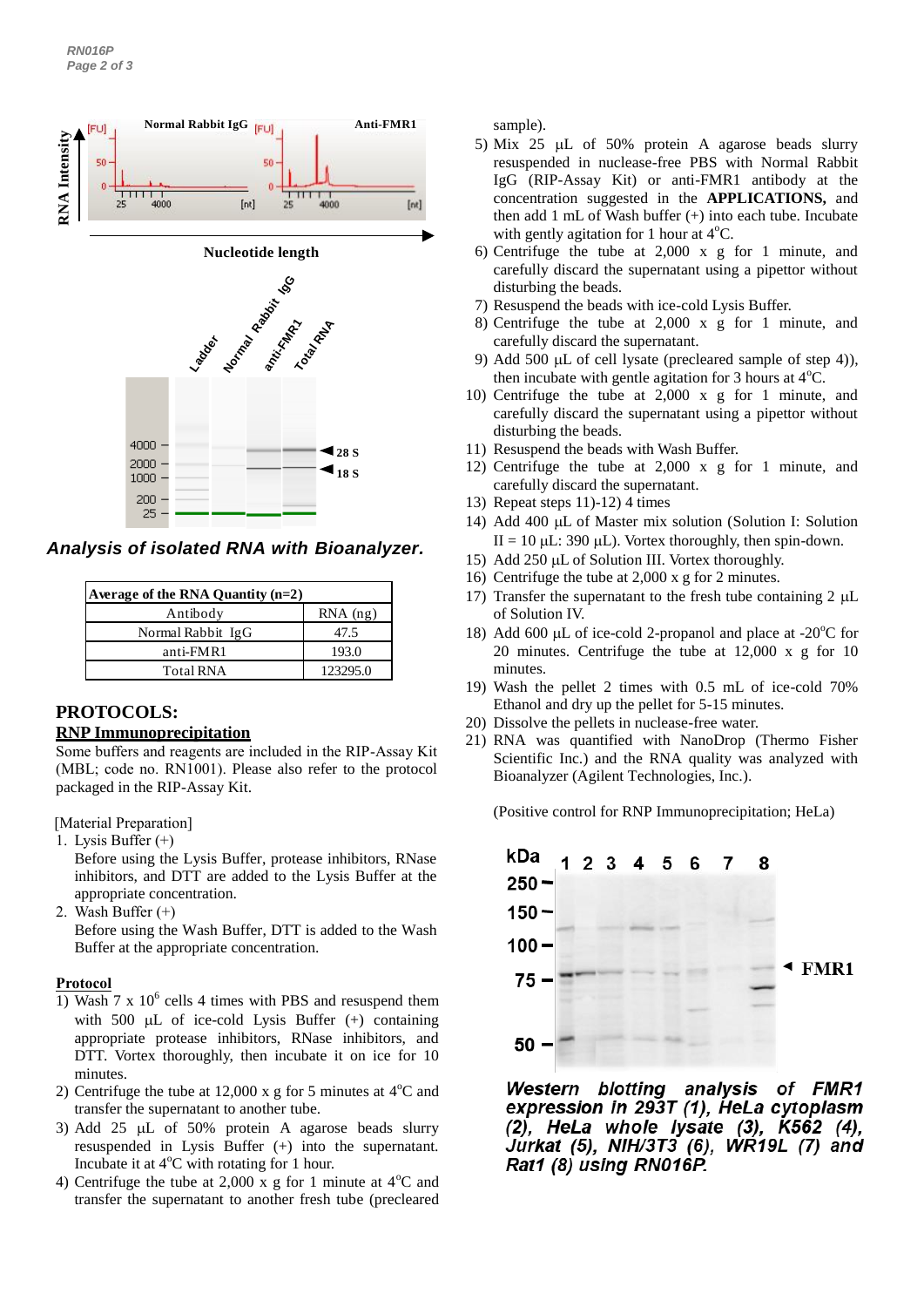*Analysis of isolated RNA with Bioanalyzer.*

| Average of the RNA Quantity (n=2) | |
|---|---|
| Antibody | RNA (ng) |
| Normal Rabbit IgG | 47.5 |
| anti-FMR1 | 193.0 |
| Total RNA | 123295.0 |

## PROTOCOLS:

### RNP Immunoprecipitation

Some buffers and reagents are included in the RIP-Assay Kit (MBL; code no. RN1001). Please also refer to the protocol packaged in the RIP-Assay Kit.

[Material Preparation]

1. Lysis Buffer (+)
   Before using the Lysis Buffer, protease inhibitors, RNase inhibitors, and DTT are added to the Lysis Buffer at the appropriate concentration.
2. Wash Buffer (+)
   Before using the Wash Buffer, DTT is added to the Wash Buffer at the appropriate concentration.

**Protocol**

1) Wash 7 x $10^6$ cells 4 times with PBS and resuspend them with 500 µL of ice-cold Lysis Buffer (+) containing appropriate protease inhibitors, RNase inhibitors, and DTT. Vortex thoroughly, then incubate it on ice for 10 minutes.
2) Centrifuge the tube at 12,000 x g for 5 minutes at 4°C and transfer the supernatant to another tube.
3) Add 25 µL of 50% protein A agarose beads slurry resuspended in Lysis Buffer (+) into the supernatant. Incubate it at 4°C with rotating for 1 hour.
4) Centrifuge the tube at 2,000 x g for 1 minute at 4°C and transfer the supernatant to another fresh tube (precleared sample).
5) Mix 25 µL of 50% protein A agarose beads slurry resuspended in nuclease-free PBS with Normal Rabbit IgG (RIP-Assay Kit) or anti-FMR1 antibody at the concentration suggested in the **APPLICATIONS,** and then add 1 mL of Wash buffer (+) into each tube. Incubate with gently agitation for 1 hour at 4°C.
6) Centrifuge the tube at 2,000 x g for 1 minute, and carefully discard the supernatant using a pipettor without disturbing the beads.
7) Resuspend the beads with ice-cold Lysis Buffer.
8) Centrifuge the tube at 2,000 x g for 1 minute, and carefully discard the supernatant.
9) Add 500 µL of cell lysate (precleared sample of step 4)), then incubate with gentle agitation for 3 hours at 4°C.
10) Centrifuge the tube at 2,000 x g for 1 minute, and carefully discard the supernatant using a pipettor without disturbing the beads.
11) Resuspend the beads with Wash Buffer.
12) Centrifuge the tube at 2,000 x g for 1 minute, and carefully discard the supernatant.
13) Repeat steps 11)-12) 4 times
14) Add 400 µL of Master mix solution (Solution I: Solution II = 10 µL: 390 µL). Vortex thoroughly, then spin-down.
15) Add 250 µL of Solution III. Vortex thoroughly.
16) Centrifuge the tube at 2,000 x g for 2 minutes.
17) Transfer the supernatant to the fresh tube containing 2 µL of Solution IV.
18) Add 600 µL of ice-cold 2-propanol and place at -20°C for 20 minutes. Centrifuge the tube at 12,000 x g for 10 minutes.
19) Wash the pellet 2 times with 0.5 mL of ice-cold 70% Ethanol and dry up the pellet for 5-15 minutes.
20) Dissolve the pellets in nuclease-free water.
21) RNA was quantified with NanoDrop (Thermo Fisher Scientific Inc.) and the RNA quality was analyzed with Bioanalyzer (Agilent Technologies, Inc.).

(Positive control for RNP Immunoprecipitation; HeLa)

***Western blotting analysis of FMR1 expression in 293T (1), HeLa cytoplasm (2), HeLa whole lysate (3), K562 (4), Jurkat (5), NIH/3T3 (6), WR19L (7) and Rat1 (8) using RN016P.***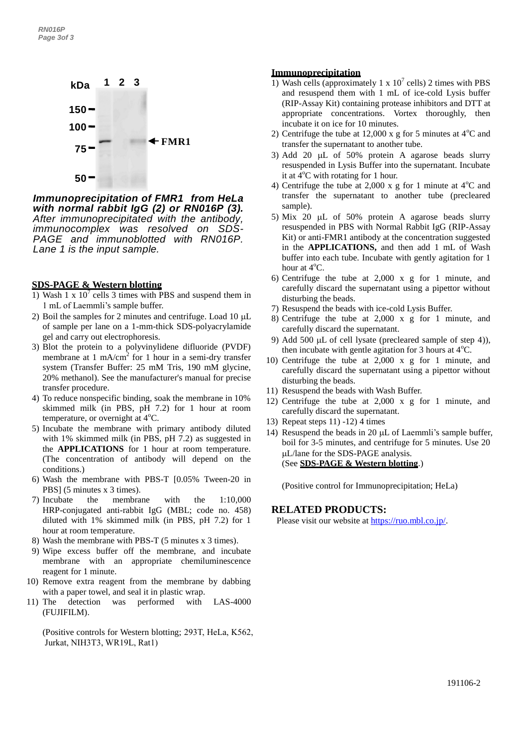kDa 1 2 3

150

100

75

50

FMR1

*Immunoprecipitation of FMR1 from HeLa with normal rabbit IgG (2) or RN016P (3).*
*After immunoprecipitated with the antibody, immunocomplex was resolved on SDS-PAGE and immunoblotted with RN016P. Lane 1 is the input sample.*

## SDS-PAGE & Western blotting

1) Wash 1 x $10^7$ cells 3 times with PBS and suspend them in 1 mL of Laemmli's sample buffer.
2) Boil the samples for 2 minutes and centrifuge. Load 10 μL of sample per lane on a 1-mm-thick SDS-polyacrylamide gel and carry out electrophoresis.
3) Blot the protein to a polyvinylidene difluoride (PVDF) membrane at 1 mA/cm$^2$ for 1 hour in a semi-dry transfer system (Transfer Buffer: 25 mM Tris, 190 mM glycine, 20% methanol). See the manufacturer's manual for precise transfer procedure.
4) To reduce nonspecific binding, soak the membrane in 10% skimmed milk (in PBS, pH 7.2) for 1 hour at room temperature, or overnight at 4°C.
5) Incubate the membrane with primary antibody diluted with 1% skimmed milk (in PBS, pH 7.2) as suggested in the **APPLICATIONS** for 1 hour at room temperature. (The concentration of antibody will depend on the conditions.)
6) Wash the membrane with PBS-T [0.05% Tween-20 in PBS] (5 minutes x 3 times).
7) Incubate the membrane with the 1:10,000 HRP-conjugated anti-rabbit IgG (MBL; code no. 458) diluted with 1% skimmed milk (in PBS, pH 7.2) for 1 hour at room temperature.
8) Wash the membrane with PBS-T (5 minutes x 3 times).
9) Wipe excess buffer off the membrane, and incubate membrane with an appropriate chemiluminescence reagent for 1 minute.
10) Remove extra reagent from the membrane by dabbing with a paper towel, and seal it in plastic wrap.
11) The detection was performed with LAS-4000 (FUJIFILM).

(Positive controls for Western blotting; 293T, HeLa, K562, Jurkat, NIH3T3, WR19L, Rat1)

## Immunoprecipitation

1) Wash cells (approximately 1 x $10^7$ cells) 2 times with PBS and resuspend them with 1 mL of ice-cold Lysis buffer (RIP-Assay Kit) containing protease inhibitors and DTT at appropriate concentrations. Vortex thoroughly, then incubate it on ice for 10 minutes.
2) Centrifuge the tube at 12,000 x g for 5 minutes at 4°C and transfer the supernatant to another tube.
3) Add 20 μL of 50% protein A agarose beads slurry resuspended in Lysis Buffer into the supernatant. Incubate it at 4°C with rotating for 1 hour.
4) Centrifuge the tube at 2,000 x g for 1 minute at 4°C and transfer the supernatant to another tube (precleared sample).
5) Mix 20 μL of 50% protein A agarose beads slurry resuspended in PBS with Normal Rabbit IgG (RIP-Assay Kit) or anti-FMR1 antibody at the concentration suggested in the **APPLICATIONS,** and then add 1 mL of Wash buffer into each tube. Incubate with gently agitation for 1 hour at 4°C.
6) Centrifuge the tube at 2,000 x g for 1 minute, and carefully discard the supernatant using a pipettor without disturbing the beads.
7) Resuspend the beads with ice-cold Lysis Buffer.
8) Centrifuge the tube at 2,000 x g for 1 minute, and carefully discard the supernatant.
9) Add 500 μL of cell lysate (precleared sample of step 4)), then incubate with gentle agitation for 3 hours at 4°C.
10) Centrifuge the tube at 2,000 x g for 1 minute, and carefully discard the supernatant using a pipettor without disturbing the beads.
11) Resuspend the beads with Wash Buffer.
12) Centrifuge the tube at 2,000 x g for 1 minute, and carefully discard the supernatant.
13) Repeat steps 11) -12) 4 times
14) Resuspend the beads in 20 μL of Laemmli's sample buffer, boil for 3-5 minutes, and centrifuge for 5 minutes. Use 20 μL/lane for the SDS-PAGE analysis.
    (See **SDS-PAGE & Western blotting**.)

(Positive control for Immunoprecipitation; HeLa)

## RELATED PRODUCTS:

Please visit our website at https://ruo.mbl.co.jp/.

191106-2